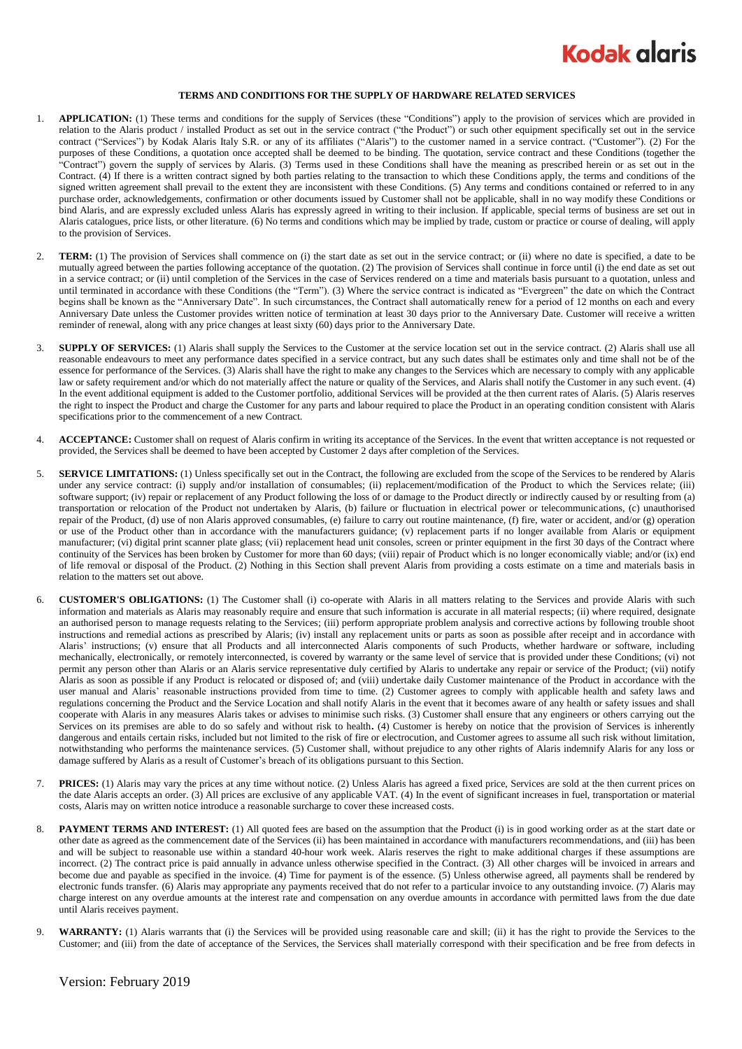# TERMS AND CONDITIONS FOR THE SUPPLY OF HARDWARE RELATED SERVICES

1. **APPLICATION:** (1) These terms and conditions for the supply of Services (these "Conditions") apply to the provision of services which are provided in relation to the Alaris product / installed Product as set out in the service contract ("the Product") or such other equipment specifically set out in the service contract ("Services") by Kodak Alaris Italy S.R. or any of its affiliates ("Alaris") to the customer named in a service contract. ("Customer"). (2) For the purposes of these Conditions, a quotation once accepted shall be deemed to be binding. The quotation, service contract and these Conditions (together the "Contract") govern the supply of services by Alaris. (3) Terms used in these Conditions shall have the meaning as prescribed herein or as set out in the Contract. (4) If there is a written contract signed by both parties relating to the transaction to which these Conditions apply, the terms and conditions of the signed written agreement shall prevail to the extent they are inconsistent with these Conditions. (5) Any terms and conditions contained or referred to in any purchase order, acknowledgements, confirmation or other documents issued by Customer shall not be applicable, shall in no way modify these Conditions or bind Alaris, and are expressly excluded unless Alaris has expressly agreed in writing to their inclusion. If applicable, special terms of business are set out in Alaris catalogues, price lists, or other literature. (6) No terms and conditions which may be implied by trade, custom or practice or course of dealing, will apply to the provision of Services.

2. **TERM:** (1) The provision of Services shall commence on (i) the start date as set out in the service contract; or (ii) where no date is specified, a date to be mutually agreed between the parties following acceptance of the quotation. (2) The provision of Services shall continue in force until (i) the end date as set out in a service contract; or (ii) until completion of the Services in the case of Services rendered on a time and materials basis pursuant to a quotation, unless and until terminated in accordance with these Conditions (the "Term"). (3) Where the service contract is indicated as "Evergreen" the date on which the Contract begins shall be known as the "Anniversary Date". In such circumstances, the Contract shall automatically renew for a period of 12 months on each and every Anniversary Date unless the Customer provides written notice of termination at least 30 days prior to the Anniversary Date. Customer will receive a written reminder of renewal, along with any price changes at least sixty (60) days prior to the Anniversary Date.

3. **SUPPLY OF SERVICES:** (1) Alaris shall supply the Services to the Customer at the service location set out in the service contract. (2) Alaris shall use all reasonable endeavours to meet any performance dates specified in a service contract, but any such dates shall be estimates only and time shall not be of the essence for performance of the Services. (3) Alaris shall have the right to make any changes to the Services which are necessary to comply with any applicable law or safety requirement and/or which do not materially affect the nature or quality of the Services, and Alaris shall notify the Customer in any such event. (4) In the event additional equipment is added to the Customer portfolio, additional Services will be provided at the then current rates of Alaris. (5) Alaris reserves the right to inspect the Product and charge the Customer for any parts and labour required to place the Product in an operating condition consistent with Alaris specifications prior to the commencement of a new Contract.

4. **ACCEPTANCE:** Customer shall on request of Alaris confirm in writing its acceptance of the Services. In the event that written acceptance is not requested or provided, the Services shall be deemed to have been accepted by Customer 2 days after completion of the Services.

5. **SERVICE LIMITATIONS:** (1) Unless specifically set out in the Contract, the following are excluded from the scope of the Services to be rendered by Alaris under any service contract: (i) supply and/or installation of consumables; (ii) replacement/modification of the Product to which the Services relate; (iii) software support; (iv) repair or replacement of any Product following the loss of or damage to the Product directly or indirectly caused by or resulting from (a) transportation or relocation of the Product not undertaken by Alaris, (b) failure or fluctuation in electrical power or telecommunications, (c) unauthorised repair of the Product, (d) use of non Alaris approved consumables, (e) failure to carry out routine maintenance, (f) fire, water or accident, and/or (g) operation or use of the Product other than in accordance with the manufacturers guidance; (v) replacement parts if no longer available from Alaris or equipment manufacturer; (vi) digital print scanner plate glass; (vii) replacement head unit consoles, screen or printer equipment in the first 30 days of the Contract where continuity of the Services has been broken by Customer for more than 60 days; (viii) repair of Product which is no longer economically viable; and/or (ix) end of life removal or disposal of the Product. (2) Nothing in this Section shall prevent Alaris from providing a costs estimate on a time and materials basis in relation to the matters set out above.

6. **CUSTOMER'S OBLIGATIONS:** (1) The Customer shall (i) co-operate with Alaris in all matters relating to the Services and provide Alaris with such information and materials as Alaris may reasonably require and ensure that such information is accurate in all material respects; (ii) where required, designate an authorised person to manage requests relating to the Services; (iii) perform appropriate problem analysis and corrective actions by following trouble shoot instructions and remedial actions as prescribed by Alaris; (iv) install any replacement units or parts as soon as possible after receipt and in accordance with Alaris' instructions; (v) ensure that all Products and all interconnected Alaris components of such Products, whether hardware or software, including mechanically, electronically, or remotely interconnected, is covered by warranty or the same level of service that is provided under these Conditions; (vi) not permit any person other than Alaris or an Alaris service representative duly certified by Alaris to undertake any repair or service of the Product; (vii) notify Alaris as soon as possible if any Product is relocated or disposed of; and (viii) undertake daily Customer maintenance of the Product in accordance with the user manual and Alaris' reasonable instructions provided from time to time. (2) Customer agrees to comply with applicable health and safety laws and regulations concerning the Product and the Service Location and shall notify Alaris in the event that it becomes aware of any health or safety issues and shall cooperate with Alaris in any measures Alaris takes or advises to minimise such risks. (3) Customer shall ensure that any engineers or others carrying out the Services on its premises are able to do so safely and without risk to health**.** (4) Customer is hereby on notice that the provision of Services is inherently dangerous and entails certain risks, included but not limited to the risk of fire or electrocution, and Customer agrees to assume all such risk without limitation, notwithstanding who performs the maintenance services. (5) Customer shall, without prejudice to any other rights of Alaris indemnify Alaris for any loss or damage suffered by Alaris as a result of Customer's breach of its obligations pursuant to this Section.

7. **PRICES:** (1) Alaris may vary the prices at any time without notice. (2) Unless Alaris has agreed a fixed price, Services are sold at the then current prices on the date Alaris accepts an order. (3) All prices are exclusive of any applicable VAT. (4) In the event of significant increases in fuel, transportation or material costs, Alaris may on written notice introduce a reasonable surcharge to cover these increased costs.

8. **PAYMENT TERMS AND INTEREST:** (1) All quoted fees are based on the assumption that the Product (i) is in good working order as at the start date or other date as agreed as the commencement date of the Services (ii) has been maintained in accordance with manufacturers recommendations, and (iii) has been and will be subject to reasonable use within a standard 40-hour work week. Alaris reserves the right to make additional charges if these assumptions are incorrect. (2) The contract price is paid annually in advance unless otherwise specified in the Contract. (3) All other charges will be invoiced in arrears and become due and payable as specified in the invoice. (4) Time for payment is of the essence. (5) Unless otherwise agreed, all payments shall be rendered by electronic funds transfer. (6) Alaris may appropriate any payments received that do not refer to a particular invoice to any outstanding invoice. (7) Alaris may charge interest on any overdue amounts at the interest rate and compensation on any overdue amounts in accordance with permitted laws from the due date until Alaris receives payment.

9. **WARRANTY:** (1) Alaris warrants that (i) the Services will be provided using reasonable care and skill; (ii) it has the right to provide the Services to the Customer; and (iii) from the date of acceptance of the Services, the Services shall materially correspond with their specification and be free from defects in

Version: February 2019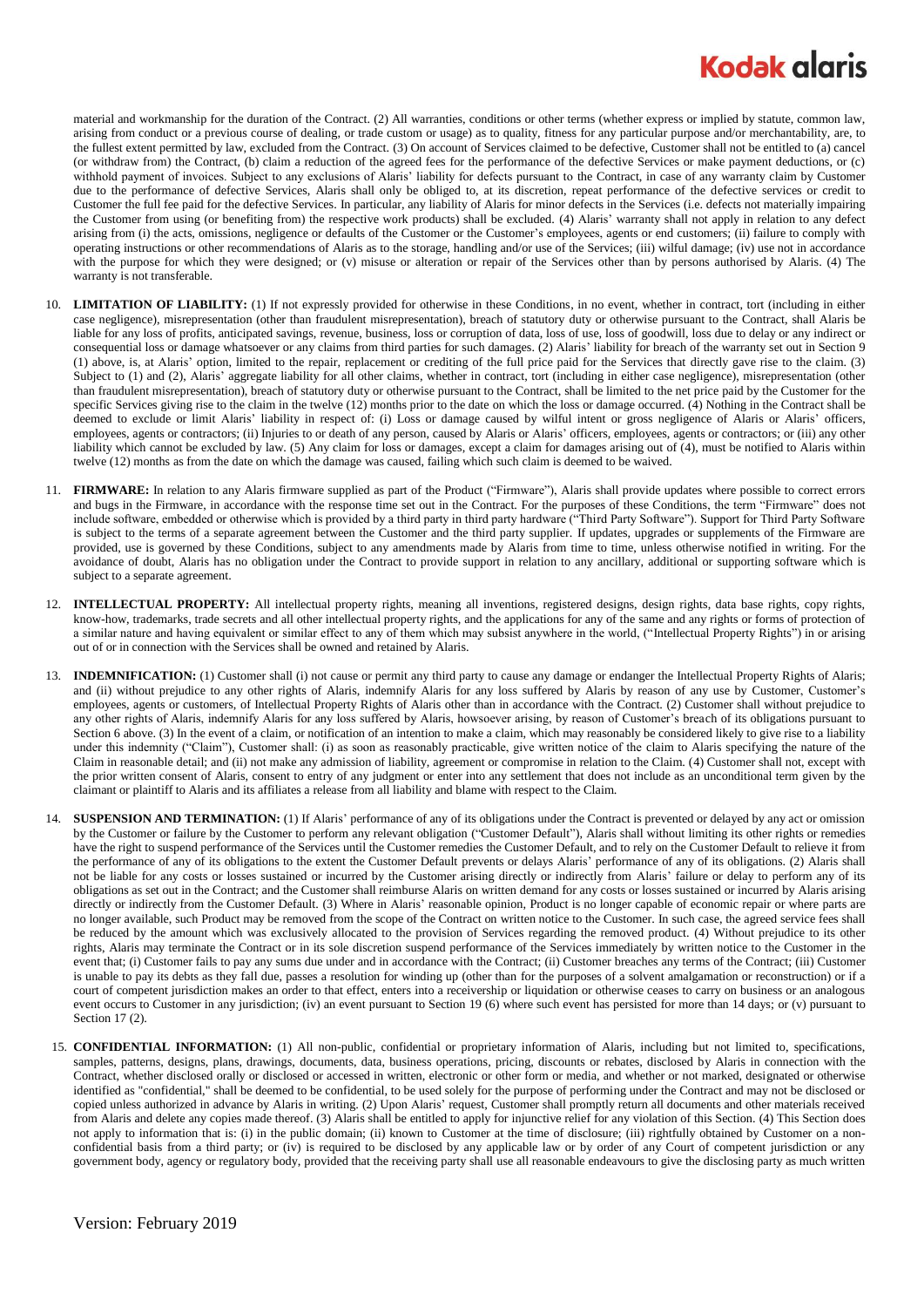material and workmanship for the duration of the Contract. (2) All warranties, conditions or other terms (whether express or implied by statute, common law, arising from conduct or a previous course of dealing, or trade custom or usage) as to quality, fitness for any particular purpose and/or merchantability, are, to the fullest extent permitted by law, excluded from the Contract. (3) On account of Services claimed to be defective, Customer shall not be entitled to (a) cancel (or withdraw from) the Contract, (b) claim a reduction of the agreed fees for the performance of the defective Services or make payment deductions, or (c) withhold payment of invoices. Subject to any exclusions of Alaris' liability for defects pursuant to the Contract, in case of any warranty claim by Customer due to the performance of defective Services, Alaris shall only be obliged to, at its discretion, repeat performance of the defective services or credit to Customer the full fee paid for the defective Services. In particular, any liability of Alaris for minor defects in the Services (i.e. defects not materially impairing the Customer from using (or benefiting from) the respective work products) shall be excluded. (4) Alaris' warranty shall not apply in relation to any defect arising from (i) the acts, omissions, negligence or defaults of the Customer or the Customer's employees, agents or end customers; (ii) failure to comply with operating instructions or other recommendations of Alaris as to the storage, handling and/or use of the Services; (iii) wilful damage; (iv) use not in accordance with the purpose for which they were designed; or (v) misuse or alteration or repair of the Services other than by persons authorised by Alaris. (4) The warranty is not transferable.

10. **LIMITATION OF LIABILITY:** (1) If not expressly provided for otherwise in these Conditions, in no event, whether in contract, tort (including in either case negligence), misrepresentation (other than fraudulent misrepresentation), breach of statutory duty or otherwise pursuant to the Contract, shall Alaris be liable for any loss of profits, anticipated savings, revenue, business, loss or corruption of data, loss of use, loss of goodwill, loss due to delay or any indirect or consequential loss or damage whatsoever or any claims from third parties for such damages. (2) Alaris' liability for breach of the warranty set out in Section 9 (1) above, is, at Alaris' option, limited to the repair, replacement or crediting of the full price paid for the Services that directly gave rise to the claim. (3) Subject to (1) and (2), Alaris' aggregate liability for all other claims, whether in contract, tort (including in either case negligence), misrepresentation (other than fraudulent misrepresentation), breach of statutory duty or otherwise pursuant to the Contract, shall be limited to the net price paid by the Customer for the specific Services giving rise to the claim in the twelve (12) months prior to the date on which the loss or damage occurred. (4) Nothing in the Contract shall be deemed to exclude or limit Alaris' liability in respect of: (i) Loss or damage caused by wilful intent or gross negligence of Alaris or Alaris' officers, employees, agents or contractors; (ii) Injuries to or death of any person, caused by Alaris or Alaris' officers, employees, agents or contractors; or (iii) any other liability which cannot be excluded by law. (5) Any claim for loss or damages, except a claim for damages arising out of (4), must be notified to Alaris within twelve (12) months as from the date on which the damage was caused, failing which such claim is deemed to be waived.

11. **FIRMWARE:** In relation to any Alaris firmware supplied as part of the Product ("Firmware"), Alaris shall provide updates where possible to correct errors and bugs in the Firmware, in accordance with the response time set out in the Contract. For the purposes of these Conditions, the term "Firmware" does not include software, embedded or otherwise which is provided by a third party in third party hardware ("Third Party Software"). Support for Third Party Software is subject to the terms of a separate agreement between the Customer and the third party supplier. If updates, upgrades or supplements of the Firmware are provided, use is governed by these Conditions, subject to any amendments made by Alaris from time to time, unless otherwise notified in writing. For the avoidance of doubt, Alaris has no obligation under the Contract to provide support in relation to any ancillary, additional or supporting software which is subject to a separate agreement.

12. **INTELLECTUAL PROPERTY:** All intellectual property rights, meaning all inventions, registered designs, design rights, data base rights, copy rights, know-how, trademarks, trade secrets and all other intellectual property rights, and the applications for any of the same and any rights or forms of protection of a similar nature and having equivalent or similar effect to any of them which may subsist anywhere in the world, ("Intellectual Property Rights") in or arising out of or in connection with the Services shall be owned and retained by Alaris.

13. **INDEMNIFICATION:** (1) Customer shall (i) not cause or permit any third party to cause any damage or endanger the Intellectual Property Rights of Alaris; and (ii) without prejudice to any other rights of Alaris, indemnify Alaris for any loss suffered by Alaris by reason of any use by Customer, Customer's employees, agents or customers, of Intellectual Property Rights of Alaris other than in accordance with the Contract. (2) Customer shall without prejudice to any other rights of Alaris, indemnify Alaris for any loss suffered by Alaris, howsoever arising, by reason of Customer's breach of its obligations pursuant to Section 6 above. (3) In the event of a claim, or notification of an intention to make a claim, which may reasonably be considered likely to give rise to a liability under this indemnity ("Claim"), Customer shall: (i) as soon as reasonably practicable, give written notice of the claim to Alaris specifying the nature of the Claim in reasonable detail; and (ii) not make any admission of liability, agreement or compromise in relation to the Claim. (4) Customer shall not, except with the prior written consent of Alaris, consent to entry of any judgment or enter into any settlement that does not include as an unconditional term given by the claimant or plaintiff to Alaris and its affiliates a release from all liability and blame with respect to the Claim.

14. **SUSPENSION AND TERMINATION:** (1) If Alaris' performance of any of its obligations under the Contract is prevented or delayed by any act or omission by the Customer or failure by the Customer to perform any relevant obligation ("Customer Default"), Alaris shall without limiting its other rights or remedies have the right to suspend performance of the Services until the Customer remedies the Customer Default, and to rely on the Customer Default to relieve it from the performance of any of its obligations to the extent the Customer Default prevents or delays Alaris' performance of any of its obligations. (2) Alaris shall not be liable for any costs or losses sustained or incurred by the Customer arising directly or indirectly from Alaris' failure or delay to perform any of its obligations as set out in the Contract; and the Customer shall reimburse Alaris on written demand for any costs or losses sustained or incurred by Alaris arising directly or indirectly from the Customer Default. (3) Where in Alaris' reasonable opinion, Product is no longer capable of economic repair or where parts are no longer available, such Product may be removed from the scope of the Contract on written notice to the Customer. In such case, the agreed service fees shall be reduced by the amount which was exclusively allocated to the provision of Services regarding the removed product. (4) Without prejudice to its other rights, Alaris may terminate the Contract or in its sole discretion suspend performance of the Services immediately by written notice to the Customer in the event that; (i) Customer fails to pay any sums due under and in accordance with the Contract; (ii) Customer breaches any terms of the Contract; (iii) Customer is unable to pay its debts as they fall due, passes a resolution for winding up (other than for the purposes of a solvent amalgamation or reconstruction) or if a court of competent jurisdiction makes an order to that effect, enters into a receivership or liquidation or otherwise ceases to carry on business or an analogous event occurs to Customer in any jurisdiction; (iv) an event pursuant to Section 19 (6) where such event has persisted for more than 14 days; or (v) pursuant to Section 17 (2).

15. **CONFIDENTIAL INFORMATION:** (1) All non-public, confidential or proprietary information of Alaris, including but not limited to, specifications, samples, patterns, designs, plans, drawings, documents, data, business operations, pricing, discounts or rebates, disclosed by Alaris in connection with the Contract, whether disclosed orally or disclosed or accessed in written, electronic or other form or media, and whether or not marked, designated or otherwise identified as "confidential," shall be deemed to be confidential, to be used solely for the purpose of performing under the Contract and may not be disclosed or copied unless authorized in advance by Alaris in writing. (2) Upon Alaris' request, Customer shall promptly return all documents and other materials received from Alaris and delete any copies made thereof. (3) Alaris shall be entitled to apply for injunctive relief for any violation of this Section. (4) This Section does not apply to information that is: (i) in the public domain; (ii) known to Customer at the time of disclosure; (iii) rightfully obtained by Customer on a non-confidential basis from a third party; or (iv) is required to be disclosed by any applicable law or by order of any Court of competent jurisdiction or any government body, agency or regulatory body, provided that the receiving party shall use all reasonable endeavours to give the disclosing party as much written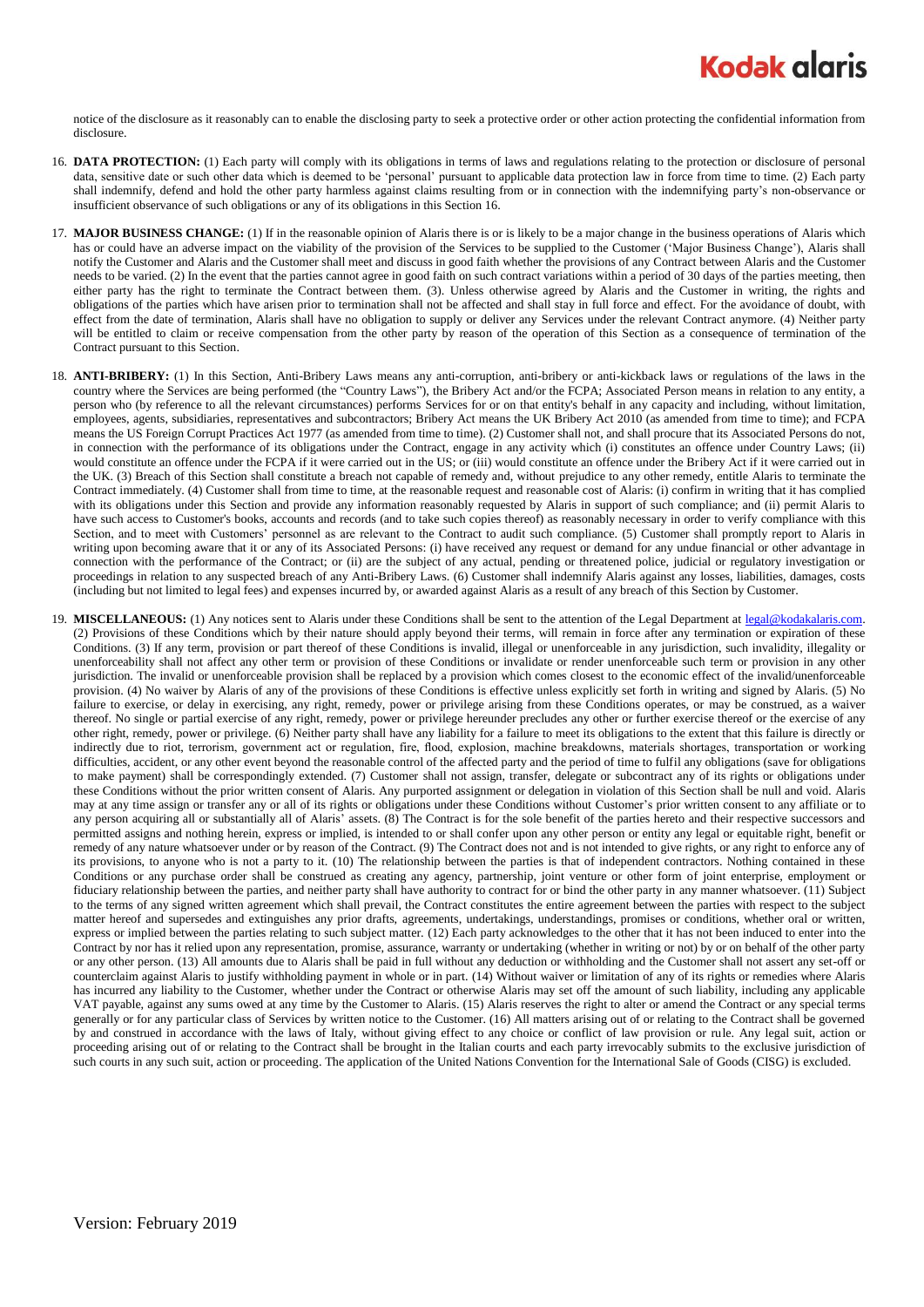notice of the disclosure as it reasonably can to enable the disclosing party to seek a protective order or other action protecting the confidential information from disclosure.

16. **DATA PROTECTION:** (1) Each party will comply with its obligations in terms of laws and regulations relating to the protection or disclosure of personal data, sensitive date or such other data which is deemed to be 'personal' pursuant to applicable data protection law in force from time to time. (2) Each party shall indemnify, defend and hold the other party harmless against claims resulting from or in connection with the indemnifying party's non-observance or insufficient observance of such obligations or any of its obligations in this Section 16.

17. **MAJOR BUSINESS CHANGE:** (1) If in the reasonable opinion of Alaris there is or is likely to be a major change in the business operations of Alaris which has or could have an adverse impact on the viability of the provision of the Services to be supplied to the Customer ('Major Business Change'), Alaris shall notify the Customer and Alaris and the Customer shall meet and discuss in good faith whether the provisions of any Contract between Alaris and the Customer needs to be varied. (2) In the event that the parties cannot agree in good faith on such contract variations within a period of 30 days of the parties meeting, then either party has the right to terminate the Contract between them. (3). Unless otherwise agreed by Alaris and the Customer in writing, the rights and obligations of the parties which have arisen prior to termination shall not be affected and shall stay in full force and effect. For the avoidance of doubt, with effect from the date of termination, Alaris shall have no obligation to supply or deliver any Services under the relevant Contract anymore. (4) Neither party will be entitled to claim or receive compensation from the other party by reason of the operation of this Section as a consequence of termination of the Contract pursuant to this Section.

18. **ANTI-BRIBERY:** (1) In this Section, Anti-Bribery Laws means any anti-corruption, anti-bribery or anti-kickback laws or regulations of the laws in the country where the Services are being performed (the "Country Laws"), the Bribery Act and/or the FCPA; Associated Person means in relation to any entity, a person who (by reference to all the relevant circumstances) performs Services for or on that entity's behalf in any capacity and including, without limitation, employees, agents, subsidiaries, representatives and subcontractors; Bribery Act means the UK Bribery Act 2010 (as amended from time to time); and FCPA means the US Foreign Corrupt Practices Act 1977 (as amended from time to time). (2) Customer shall not, and shall procure that its Associated Persons do not, in connection with the performance of its obligations under the Contract, engage in any activity which (i) constitutes an offence under Country Laws; (ii) would constitute an offence under the FCPA if it were carried out in the US; or (iii) would constitute an offence under the Bribery Act if it were carried out in the UK. (3) Breach of this Section shall constitute a breach not capable of remedy and, without prejudice to any other remedy, entitle Alaris to terminate the Contract immediately. (4) Customer shall from time to time, at the reasonable request and reasonable cost of Alaris: (i) confirm in writing that it has complied with its obligations under this Section and provide any information reasonably requested by Alaris in support of such compliance; and (ii) permit Alaris to have such access to Customer's books, accounts and records (and to take such copies thereof) as reasonably necessary in order to verify compliance with this Section, and to meet with Customers' personnel as are relevant to the Contract to audit such compliance. (5) Customer shall promptly report to Alaris in writing upon becoming aware that it or any of its Associated Persons: (i) have received any request or demand for any undue financial or other advantage in connection with the performance of the Contract; or (ii) are the subject of any actual, pending or threatened police, judicial or regulatory investigation or proceedings in relation to any suspected breach of any Anti-Bribery Laws. (6) Customer shall indemnify Alaris against any losses, liabilities, damages, costs (including but not limited to legal fees) and expenses incurred by, or awarded against Alaris as a result of any breach of this Section by Customer.

19. **MISCELLANEOUS:** (1) Any notices sent to Alaris under these Conditions shall be sent to the attention of the Legal Department at legal@kodakalaris.com. (2) Provisions of these Conditions which by their nature should apply beyond their terms, will remain in force after any termination or expiration of these Conditions. (3) If any term, provision or part thereof of these Conditions is invalid, illegal or unenforceable in any jurisdiction, such invalidity, illegality or unenforceability shall not affect any other term or provision of these Conditions or invalidate or render unenforceable such term or provision in any other jurisdiction. The invalid or unenforceable provision shall be replaced by a provision which comes closest to the economic effect of the invalid/unenforceable provision. (4) No waiver by Alaris of any of the provisions of these Conditions is effective unless explicitly set forth in writing and signed by Alaris. (5) No failure to exercise, or delay in exercising, any right, remedy, power or privilege arising from these Conditions operates, or may be construed, as a waiver thereof. No single or partial exercise of any right, remedy, power or privilege hereunder precludes any other or further exercise thereof or the exercise of any other right, remedy, power or privilege. (6) Neither party shall have any liability for a failure to meet its obligations to the extent that this failure is directly or indirectly due to riot, terrorism, government act or regulation, fire, flood, explosion, machine breakdowns, materials shortages, transportation or working difficulties, accident, or any other event beyond the reasonable control of the affected party and the period of time to fulfil any obligations (save for obligations to make payment) shall be correspondingly extended. (7) Customer shall not assign, transfer, delegate or subcontract any of its rights or obligations under these Conditions without the prior written consent of Alaris. Any purported assignment or delegation in violation of this Section shall be null and void. Alaris may at any time assign or transfer any or all of its rights or obligations under these Conditions without Customer's prior written consent to any affiliate or to any person acquiring all or substantially all of Alaris' assets. (8) The Contract is for the sole benefit of the parties hereto and their respective successors and permitted assigns and nothing herein, express or implied, is intended to or shall confer upon any other person or entity any legal or equitable right, benefit or remedy of any nature whatsoever under or by reason of the Contract. (9) The Contract does not and is not intended to give rights, or any right to enforce any of its provisions, to anyone who is not a party to it. (10) The relationship between the parties is that of independent contractors. Nothing contained in these Conditions or any purchase order shall be construed as creating any agency, partnership, joint venture or other form of joint enterprise, employment or fiduciary relationship between the parties, and neither party shall have authority to contract for or bind the other party in any manner whatsoever. (11) Subject to the terms of any signed written agreement which shall prevail, the Contract constitutes the entire agreement between the parties with respect to the subject matter hereof and supersedes and extinguishes any prior drafts, agreements, undertakings, understandings, promises or conditions, whether oral or written, express or implied between the parties relating to such subject matter. (12) Each party acknowledges to the other that it has not been induced to enter into the Contract by nor has it relied upon any representation, promise, assurance, warranty or undertaking (whether in writing or not) by or on behalf of the other party or any other person. (13) All amounts due to Alaris shall be paid in full without any deduction or withholding and the Customer shall not assert any set-off or counterclaim against Alaris to justify withholding payment in whole or in part. (14) Without waiver or limitation of any of its rights or remedies where Alaris has incurred any liability to the Customer, whether under the Contract or otherwise Alaris may set off the amount of such liability, including any applicable VAT payable, against any sums owed at any time by the Customer to Alaris. (15) Alaris reserves the right to alter or amend the Contract or any special terms generally or for any particular class of Services by written notice to the Customer. (16) All matters arising out of or relating to the Contract shall be governed by and construed in accordance with the laws of Italy, without giving effect to any choice or conflict of law provision or rule. Any legal suit, action or proceeding arising out of or relating to the Contract shall be brought in the Italian courts and each party irrevocably submits to the exclusive jurisdiction of such courts in any such suit, action or proceeding. The application of the United Nations Convention for the International Sale of Goods (CISG) is excluded.

Version: February 2019